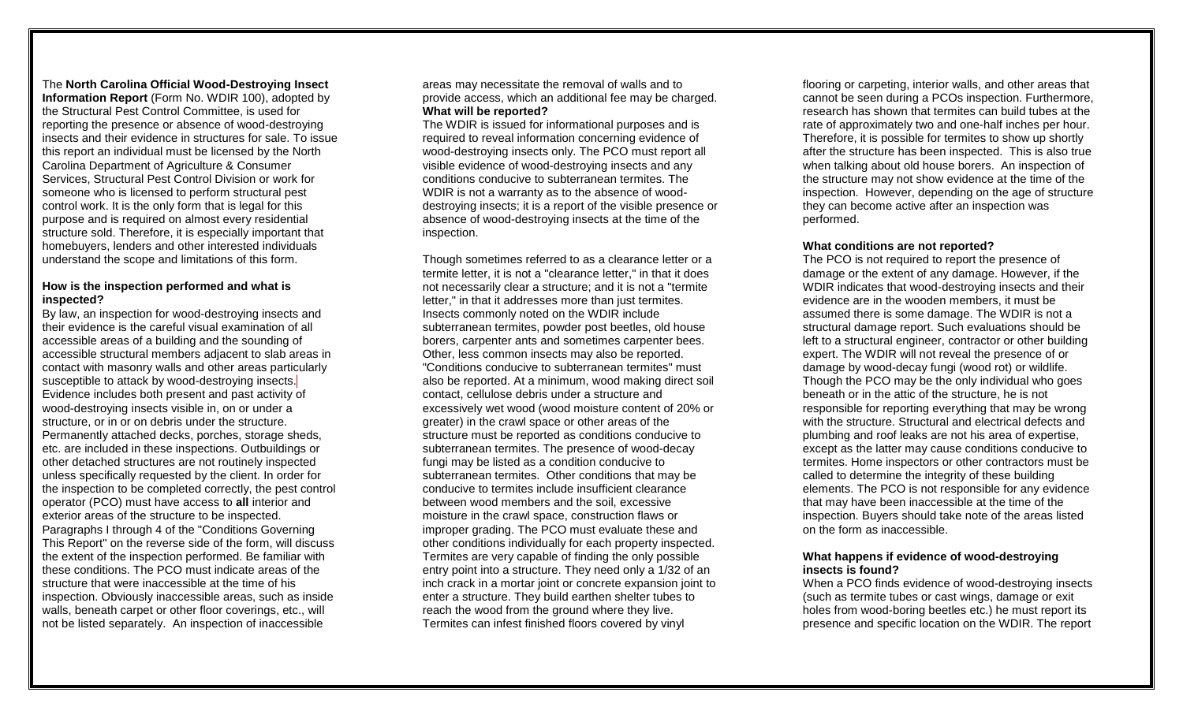The **North Carolina Official Wood-Destroying Insect Information Report** (Form No. WDIR 100), adopted by the Structural Pest Control Committee, is used for reporting the presence or absence of wood-destroying insects and their evidence in structures for sale. To issue this report an individual must be licensed by the North Carolina Department of Agriculture & Consumer Services, Structural Pest Control Division or work for someone who is licensed to perform structural pest control work. It is the only form that is legal for this purpose and is required on almost every residential structure sold. Therefore, it is especially important that homebuyers, lenders and other interested individuals understand the scope and limitations of this form.

**How is the inspection performed and what is inspected?**

By law, an inspection for wood-destroying insects and their evidence is the careful visual examination of all accessible areas of a building and the sounding of accessible structural members adjacent to slab areas in contact with masonry walls and other areas particularly susceptible to attack by wood-destroying insects. Evidence includes both present and past activity of wood-destroying insects visible in, on or under a structure, or in or on debris under the structure. Permanently attached decks, porches, storage sheds, etc. are included in these inspections. Outbuildings or other detached structures are not routinely inspected unless specifically requested by the client. In order for the inspection to be completed correctly, the pest control operator (PCO) must have access to **all** interior and exterior areas of the structure to be inspected. Paragraphs I through 4 of the "Conditions Governing This Report" on the reverse side of the form, will discuss the extent of the inspection performed. Be familiar with these conditions. The PCO must indicate areas of the structure that were inaccessible at the time of his inspection. Obviously inaccessible areas, such as inside walls, beneath carpet or other floor coverings, etc., will not be listed separately. An inspection of inaccessible areas may necessitate the removal of walls and to provide access, which an additional fee may be charged.

**What will be reported?**

The WDIR is issued for informational purposes and is required to reveal information concerning evidence of wood-destroying insects only. The PCO must report all visible evidence of wood-destroying insects and any conditions conducive to subterranean termites. The WDIR is not a warranty as to the absence of wood-destroying insects; it is a report of the visible presence or absence of wood-destroying insects at the time of the inspection.

Though sometimes referred to as a clearance letter or a termite letter, it is not a "clearance letter," in that it does not necessarily clear a structure; and it is not a "termite letter," in that it addresses more than just termites. Insects commonly noted on the WDIR include subterranean termites, powder post beetles, old house borers, carpenter ants and sometimes carpenter bees. Other, less common insects may also be reported. "Conditions conducive to subterranean termites" must also be reported. At a minimum, wood making direct soil contact, cellulose debris under a structure and excessively wet wood (wood moisture content of 20% or greater) in the crawl space or other areas of the structure must be reported as conditions conducive to subterranean termites. The presence of wood-decay fungi may be listed as a condition conducive to subterranean termites. Other conditions that may be conducive to termites include insufficient clearance between wood members and the soil, excessive moisture in the crawl space, construction flaws or improper grading. The PCO must evaluate these and other conditions individually for each property inspected. Termites are very capable of finding the only possible entry point into a structure. They need only a 1/32 of an inch crack in a mortar joint or concrete expansion joint to enter a structure. They build earthen shelter tubes to reach the wood from the ground where they live. Termites can infest finished floors covered by vinyl flooring or carpeting, interior walls, and other areas that cannot be seen during a PCOs inspection. Furthermore, research has shown that termites can build tubes at the rate of approximately two and one-half inches per hour. Therefore, it is possible for termites to show up shortly after the structure has been inspected. This is also true when talking about old house borers. An inspection of the structure may not show evidence at the time of the inspection. However, depending on the age of structure they can become active after an inspection was performed.

**What conditions are not reported?**

The PCO is not required to report the presence of damage or the extent of any damage. However, if the WDIR indicates that wood-destroying insects and their evidence are in the wooden members, it must be assumed there is some damage. The WDIR is not a structural damage report. Such evaluations should be left to a structural engineer, contractor or other building expert. The WDIR will not reveal the presence of or damage by wood-decay fungi (wood rot) or wildlife. Though the PCO may be the only individual who goes beneath or in the attic of the structure, he is not responsible for reporting everything that may be wrong with the structure. Structural and electrical defects and plumbing and roof leaks are not his area of expertise, except as the latter may cause conditions conducive to termites. Home inspectors or other contractors must be called to determine the integrity of these building elements. The PCO is not responsible for any evidence that may have been inaccessible at the time of the inspection. Buyers should take note of the areas listed on the form as inaccessible.

**What happens if evidence of wood-destroying insects is found?**

When a PCO finds evidence of wood-destroying insects (such as termite tubes or cast wings, damage or exit holes from wood-boring beetles etc.) he must report its presence and specific location on the WDIR. The report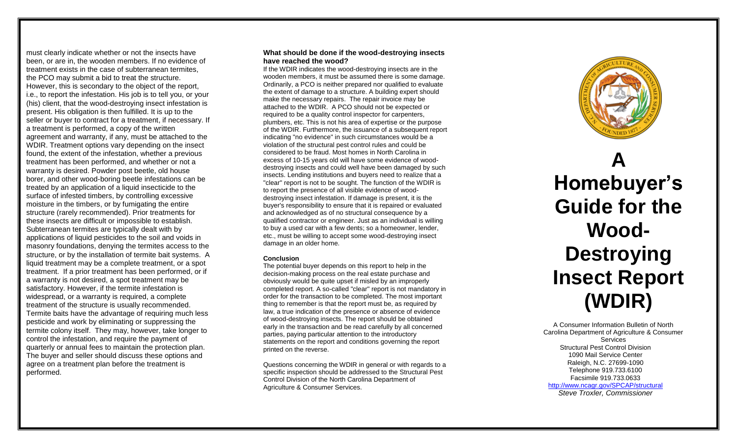must clearly indicate whether or not the insects have been, or are in, the wooden members. If no evidence of treatment exists in the case of subterranean termites, the PCO may submit a bid to treat the structure. However, this is secondary to the object of the report, i.e., to report the infestation. His job is to tell you, or your (his) client, that the wood-destroying insect infestation is present. His obligation is then fulfilled. It is up to the seller or buyer to contract for a treatment, if necessary. If a treatment is performed, a copy of the written agreement and warranty, if any, must be attached to the WDIR. Treatment options vary depending on the insect found, the extent of the infestation, whether a previous treatment has been performed, and whether or not a warranty is desired. Powder post beetle, old house borer, and other wood-boring beetle infestations can be treated by an application of a liquid insecticide to the surface of infested timbers, by controlling excessive moisture in the timbers, or by fumigating the entire structure (rarely recommended). Prior treatments for these insects are difficult or impossible to establish. Subterranean termites are typically dealt with by applications of liquid pesticides to the soil and voids in masonry foundations, denying the termites access to the structure, or by the installation of termite bait systems. A liquid treatment may be a complete treatment, or a spot treatment. If a prior treatment has been performed, or if a warranty is not desired, a spot treatment may be satisfactory. However, if the termite infestation is widespread, or a warranty is required, a complete treatment of the structure is usually recommended. Termite baits have the advantage of requiring much less pesticide and work by eliminating or suppressing the termite colony itself. They may, however, take longer to control the infestation, and require the payment of quarterly or annual fees to maintain the protection plan. The buyer and seller should discuss these options and agree on a treatment plan before the treatment is performed.

**What should be done if the wood-destroying insects have reached the wood?**

If the WDIR indicates the wood-destroying insects are in the wooden members, it must be assumed there is some damage. Ordinarily, a PCO is neither prepared nor qualified to evaluate the extent of damage to a structure. A building expert should make the necessary repairs. The repair invoice may be attached to the WDIR. A PCO should not be expected or required to be a quality control inspector for carpenters, plumbers, etc. This is not his area of expertise or the purpose of the WDIR. Furthermore, the issuance of a subsequent report indicating "no evidence" in such circumstances would be a violation of the structural pest control rules and could be considered to be fraud. Most homes in North Carolina in excess of 10-15 years old will have some evidence of wood-destroying insects and could well have been damaged by such insects. Lending institutions and buyers need to realize that a "clear" report is not to be sought. The function of the WDIR is to report the presence of all visible evidence of wood-destroying insect infestation. If damage is present, it is the buyer's responsibility to ensure that it is repaired or evaluated and acknowledged as of no structural consequence by a qualified contractor or engineer. Just as an individual is willing to buy a used car with a few dents; so a homeowner, lender, etc., must be willing to accept some wood-destroying insect damage in an older home.

**Conclusion**

The potential buyer depends on this report to help in the decision-making process on the real estate purchase and obviously would be quite upset if misled by an improperly completed report. A so-called "clear" report is not mandatory in order for the transaction to be completed. The most important thing to remember is that the report must be, as required by law, a true indication of the presence or absence of evidence of wood-destroying insects. The report should be obtained early in the transaction and be read carefully by all concerned parties, paying particular attention to the introductory statements on the report and conditions governing the report printed on the reverse.

Questions concerning the WDIR in general or with regards to a specific inspection should be addressed to the Structural Pest Control Division of the North Carolina Department of Agriculture & Consumer Services.

# A Homebuyer's Guide for the Wood-Destroying Insect Report (WDIR)

A Consumer Information Bulletin of North Carolina Department of Agriculture & Consumer Services
Structural Pest Control Division
1090 Mail Service Center
Raleigh, N.C. 27699-1090
Telephone 919.733.6100
Facsimile 919.733.0633
http://www.ncagr.gov/SPCAP/structural
*Steve Troxler, Commissioner*